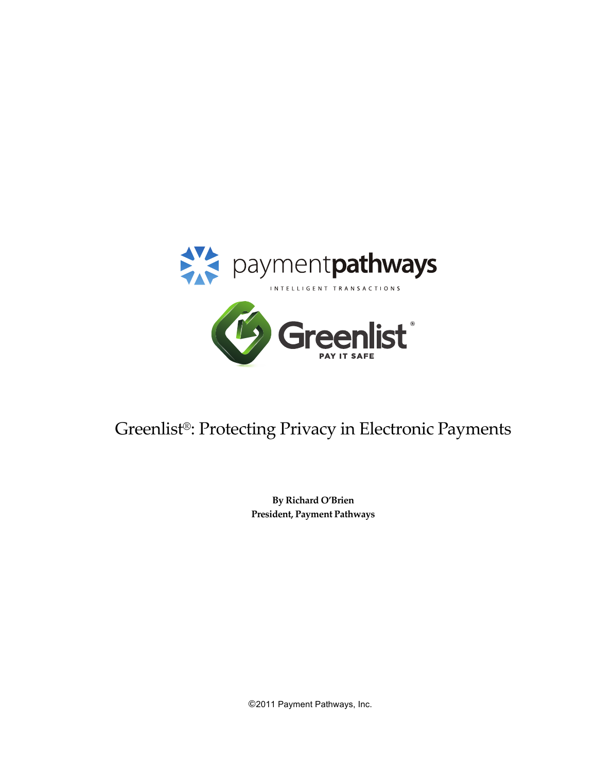paymentpathways

INTELLIGENT TRANSACTIONS

Greenlist®

PAY IT SAFE

# Greenlist®: Protecting Privacy in Electronic Payments

**By Richard O'Brien**
**President, Payment Pathways**

©2011 Payment Pathways, Inc.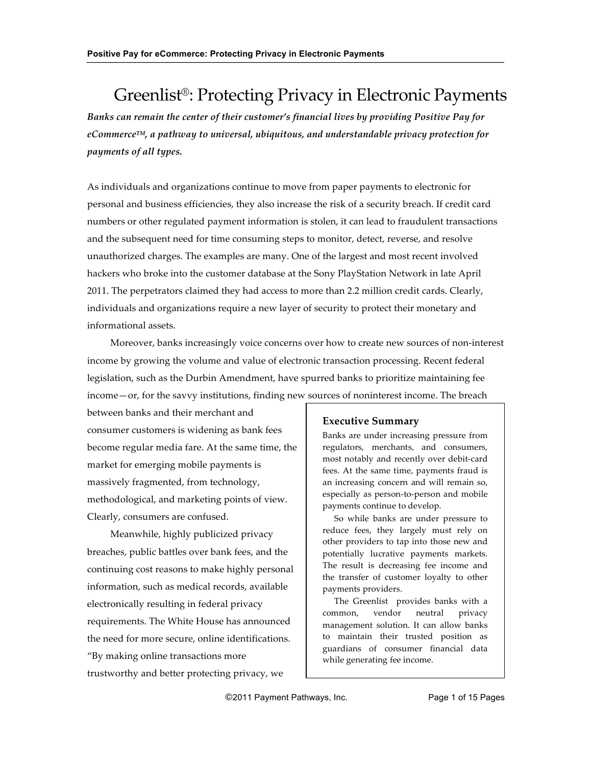# Greenlist®: Protecting Privacy in Electronic Payments

***Banks can remain the center of their customer's financial lives by providing Positive Pay for eCommerce™, a pathway to universal, ubiquitous, and understandable privacy protection for payments of all types.***

As individuals and organizations continue to move from paper payments to electronic for personal and business efficiencies, they also increase the risk of a security breach. If credit card numbers or other regulated payment information is stolen, it can lead to fraudulent transactions and the subsequent need for time consuming steps to monitor, detect, reverse, and resolve unauthorized charges. The examples are many. One of the largest and most recent involved hackers who broke into the customer database at the Sony PlayStation Network in late April 2011. The perpetrators claimed they had access to more than 2.2 million credit cards. Clearly, individuals and organizations require a new layer of security to protect their monetary and informational assets.

Moreover, banks increasingly voice concerns over how to create new sources of non-interest income by growing the volume and value of electronic transaction processing. Recent federal legislation, such as the Durbin Amendment, have spurred banks to prioritize maintaining fee income—or, for the savvy institutions, finding new sources of noninterest income. The breach between banks and their merchant and consumer customers is widening as bank fees become regular media fare. At the same time, the market for emerging mobile payments is massively fragmented, from technology, methodological, and marketing points of view. Clearly, consumers are confused.

Meanwhile, highly publicized privacy breaches, public battles over bank fees, and the continuing cost reasons to make highly personal information, such as medical records, available electronically resulting in federal privacy requirements. The White House has announced the need for more secure, online identifications. "By making online transactions more trustworthy and better protecting privacy, we

> **Executive Summary**
>
> Banks are under increasing pressure from regulators, merchants, and consumers, most notably and recently over debit-card fees. At the same time, payments fraud is an increasing concern and will remain so, especially as person-to-person and mobile payments continue to develop.
>
> So while banks are under pressure to reduce fees, they largely must rely on other providers to tap into those new and potentially lucrative payments markets. The result is decreasing fee income and the transfer of customer loyalty to other payments providers.
>
> The Greenlist provides banks with a common, vendor neutral privacy management solution. It can allow banks to maintain their trusted position as guardians of consumer financial data while generating fee income.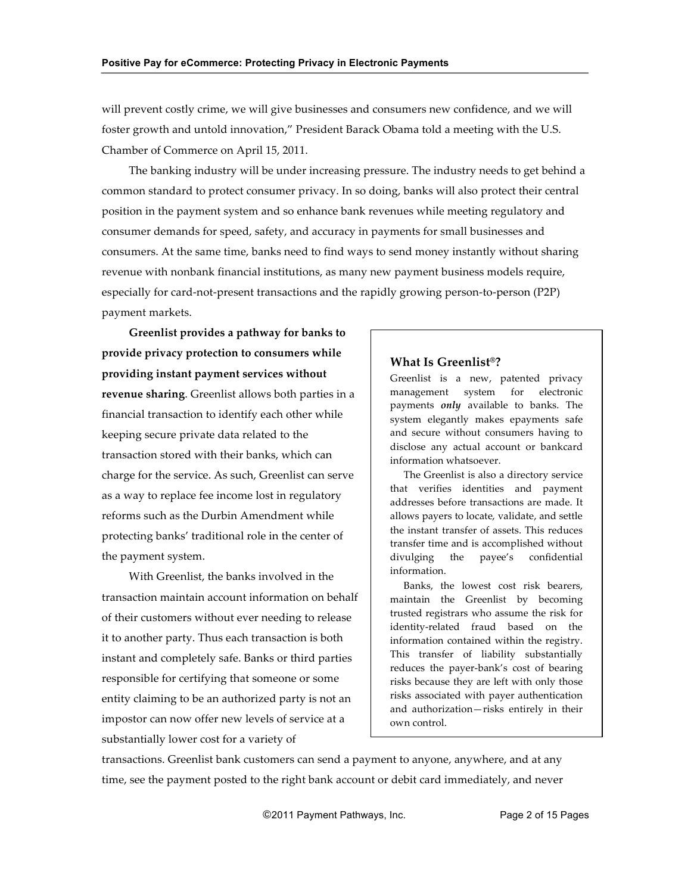will prevent costly crime, we will give businesses and consumers new confidence, and we will foster growth and untold innovation," President Barack Obama told a meeting with the U.S. Chamber of Commerce on April 15, 2011.

The banking industry will be under increasing pressure. The industry needs to get behind a common standard to protect consumer privacy. In so doing, banks will also protect their central position in the payment system and so enhance bank revenues while meeting regulatory and consumer demands for speed, safety, and accuracy in payments for small businesses and consumers. At the same time, banks need to find ways to send money instantly without sharing revenue with nonbank financial institutions, as many new payment business models require, especially for card-not-present transactions and the rapidly growing person-to-person (P2P) payment markets.

**Greenlist provides a pathway for banks to provide privacy protection to consumers while providing instant payment services without revenue sharing**. Greenlist allows both parties in a financial transaction to identify each other while keeping secure private data related to the transaction stored with their banks, which can charge for the service. As such, Greenlist can serve as a way to replace fee income lost in regulatory reforms such as the Durbin Amendment while protecting banks' traditional role in the center of the payment system.

With Greenlist, the banks involved in the transaction maintain account information on behalf of their customers without ever needing to release it to another party. Thus each transaction is both instant and completely safe. Banks or third parties responsible for certifying that someone or some entity claiming to be an authorized party is not an impostor can now offer new levels of service at a substantially lower cost for a variety of transactions. Greenlist bank customers can send a payment to anyone, anywhere, and at any time, see the payment posted to the right bank account or debit card immediately, and never

### What Is Greenlist®?

Greenlist is a new, patented privacy management system for electronic payments ***only*** available to banks. The system elegantly makes epayments safe and secure without consumers having to disclose any actual account or bankcard information whatsoever.

The Greenlist is also a directory service that verifies identities and payment addresses before transactions are made. It allows payers to locate, validate, and settle the instant transfer of assets. This reduces transfer time and is accomplished without divulging the payee's confidential information.

Banks, the lowest cost risk bearers, maintain the Greenlist by becoming trusted registrars who assume the risk for identity-related fraud based on the information contained within the registry. This transfer of liability substantially reduces the payer-bank's cost of bearing risks because they are left with only those risks associated with payer authentication and authorization—risks entirely in their own control.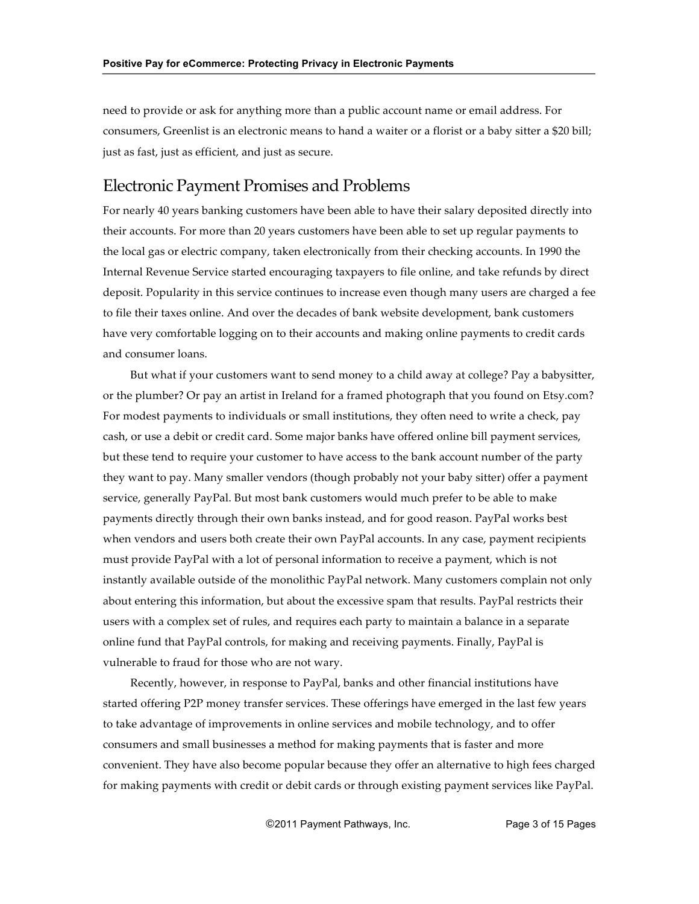need to provide or ask for anything more than a public account name or email address. For consumers, Greenlist is an electronic means to hand a waiter or a florist or a baby sitter a $20 bill; just as fast, just as efficient, and just as secure.

## Electronic Payment Promises and Problems

For nearly 40 years banking customers have been able to have their salary deposited directly into their accounts. For more than 20 years customers have been able to set up regular payments to the local gas or electric company, taken electronically from their checking accounts. In 1990 the Internal Revenue Service started encouraging taxpayers to file online, and take refunds by direct deposit. Popularity in this service continues to increase even though many users are charged a fee to file their taxes online. And over the decades of bank website development, bank customers have very comfortable logging on to their accounts and making online payments to credit cards and consumer loans.

But what if your customers want to send money to a child away at college? Pay a babysitter, or the plumber? Or pay an artist in Ireland for a framed photograph that you found on Etsy.com? For modest payments to individuals or small institutions, they often need to write a check, pay cash, or use a debit or credit card. Some major banks have offered online bill payment services, but these tend to require your customer to have access to the bank account number of the party they want to pay. Many smaller vendors (though probably not your baby sitter) offer a payment service, generally PayPal. But most bank customers would much prefer to be able to make payments directly through their own banks instead, and for good reason. PayPal works best when vendors and users both create their own PayPal accounts. In any case, payment recipients must provide PayPal with a lot of personal information to receive a payment, which is not instantly available outside of the monolithic PayPal network. Many customers complain not only about entering this information, but about the excessive spam that results. PayPal restricts their users with a complex set of rules, and requires each party to maintain a balance in a separate online fund that PayPal controls, for making and receiving payments. Finally, PayPal is vulnerable to fraud for those who are not wary.

Recently, however, in response to PayPal, banks and other financial institutions have started offering P2P money transfer services. These offerings have emerged in the last few years to take advantage of improvements in online services and mobile technology, and to offer consumers and small businesses a method for making payments that is faster and more convenient. They have also become popular because they offer an alternative to high fees charged for making payments with credit or debit cards or through existing payment services like PayPal.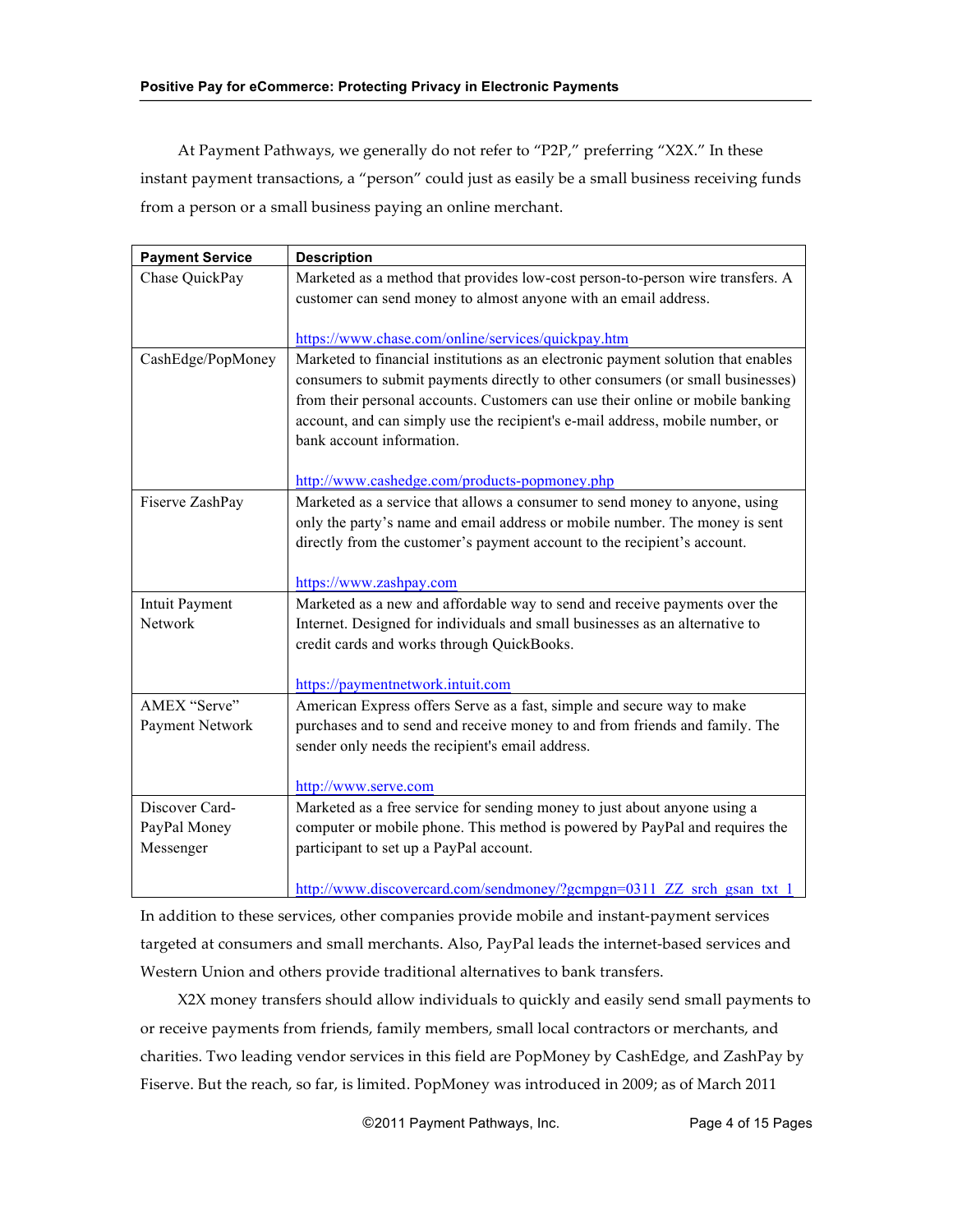At Payment Pathways, we generally do not refer to "P2P," preferring "X2X." In these instant payment transactions, a "person" could just as easily be a small business receiving funds from a person or a small business paying an online merchant.

| Payment Service | Description |
|---|---|
| Chase QuickPay | Marketed as a method that provides low-cost person-to-person wire transfers. A customer can send money to almost anyone with an email address.<br><br>https://www.chase.com/online/services/quickpay.htm |
| CashEdge/PopMoney | Marketed to financial institutions as an electronic payment solution that enables consumers to submit payments directly to other consumers (or small businesses) from their personal accounts. Customers can use their online or mobile banking account, and can simply use the recipient's e-mail address, mobile number, or bank account information.<br><br>http://www.cashedge.com/products-popmoney.php |
| Fiserve ZashPay | Marketed as a service that allows a consumer to send money to anyone, using only the party's name and email address or mobile number. The money is sent directly from the customer's payment account to the recipient's account.<br><br>https://www.zashpay.com |
| Intuit Payment Network | Marketed as a new and affordable way to send and receive payments over the Internet. Designed for individuals and small businesses as an alternative to credit cards and works through QuickBooks.<br><br>https://paymentnetwork.intuit.com |
| AMEX "Serve" Payment Network | American Express offers Serve as a fast, simple and secure way to make purchases and to send and receive money to and from friends and family. The sender only needs the recipient's email address.<br><br>http://www.serve.com |
| Discover Card-PayPal Money Messenger | Marketed as a free service for sending money to just about anyone using a computer or mobile phone. This method is powered by PayPal and requires the participant to set up a PayPal account.<br><br>http://www.discovercard.com/sendmoney/?gcmpgn=0311_ZZ_srch_gsan_txt_1 |

In addition to these services, other companies provide mobile and instant-payment services targeted at consumers and small merchants. Also, PayPal leads the internet-based services and Western Union and others provide traditional alternatives to bank transfers.

X2X money transfers should allow individuals to quickly and easily send small payments to or receive payments from friends, family members, small local contractors or merchants, and charities. Two leading vendor services in this field are PopMoney by CashEdge, and ZashPay by Fiserve. But the reach, so far, is limited. PopMoney was introduced in 2009; as of March 2011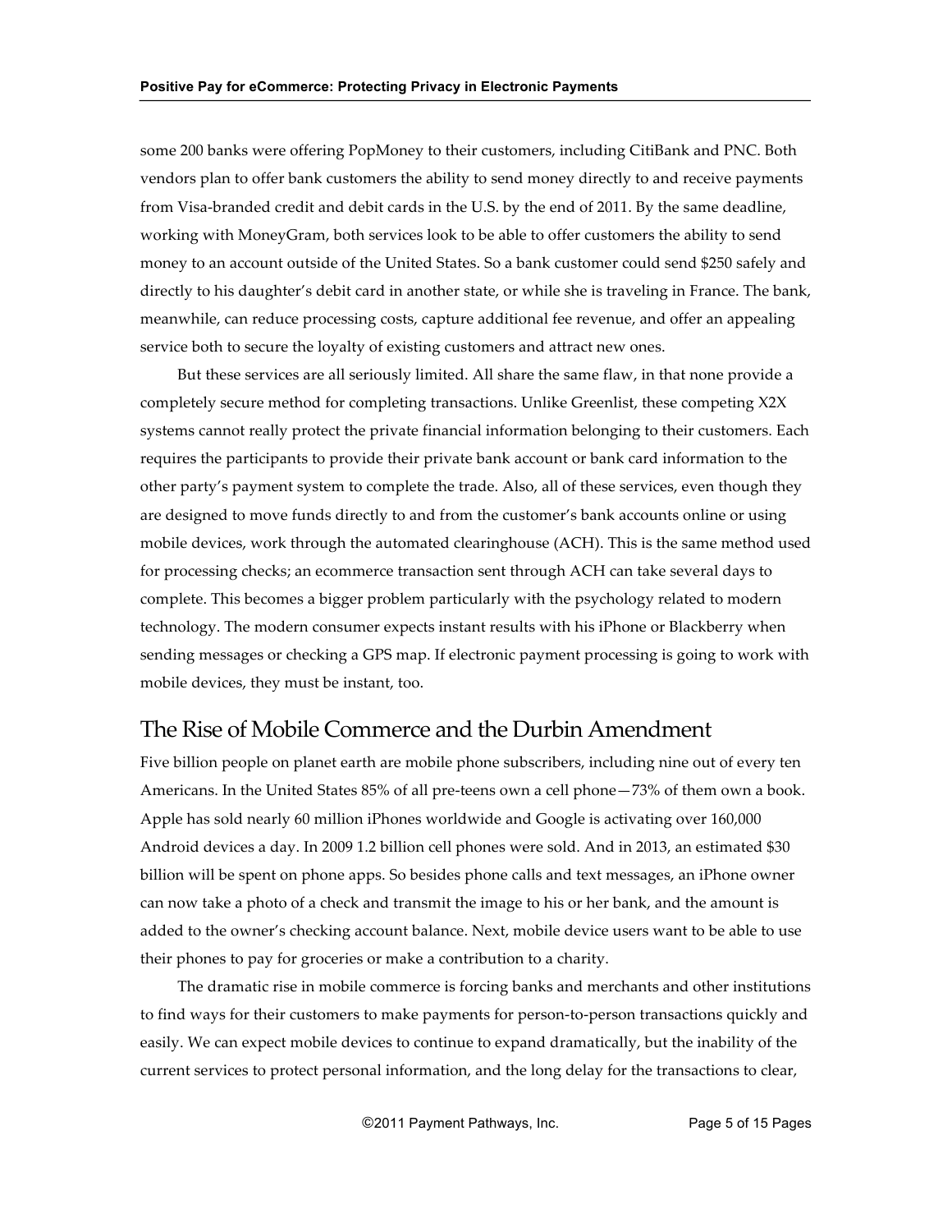some 200 banks were offering PopMoney to their customers, including CitiBank and PNC. Both vendors plan to offer bank customers the ability to send money directly to and receive payments from Visa-branded credit and debit cards in the U.S. by the end of 2011. By the same deadline, working with MoneyGram, both services look to be able to offer customers the ability to send money to an account outside of the United States. So a bank customer could send $250 safely and directly to his daughter's debit card in another state, or while she is traveling in France. The bank, meanwhile, can reduce processing costs, capture additional fee revenue, and offer an appealing service both to secure the loyalty of existing customers and attract new ones.

But these services are all seriously limited. All share the same flaw, in that none provide a completely secure method for completing transactions. Unlike Greenlist, these competing X2X systems cannot really protect the private financial information belonging to their customers. Each requires the participants to provide their private bank account or bank card information to the other party's payment system to complete the trade. Also, all of these services, even though they are designed to move funds directly to and from the customer's bank accounts online or using mobile devices, work through the automated clearinghouse (ACH). This is the same method used for processing checks; an ecommerce transaction sent through ACH can take several days to complete. This becomes a bigger problem particularly with the psychology related to modern technology. The modern consumer expects instant results with his iPhone or Blackberry when sending messages or checking a GPS map. If electronic payment processing is going to work with mobile devices, they must be instant, too.

## The Rise of Mobile Commerce and the Durbin Amendment

Five billion people on planet earth are mobile phone subscribers, including nine out of every ten Americans. In the United States 85% of all pre-teens own a cell phone—73% of them own a book. Apple has sold nearly 60 million iPhones worldwide and Google is activating over 160,000 Android devices a day. In 2009 1.2 billion cell phones were sold. And in 2013, an estimated $30 billion will be spent on phone apps. So besides phone calls and text messages, an iPhone owner can now take a photo of a check and transmit the image to his or her bank, and the amount is added to the owner's checking account balance. Next, mobile device users want to be able to use their phones to pay for groceries or make a contribution to a charity.

The dramatic rise in mobile commerce is forcing banks and merchants and other institutions to find ways for their customers to make payments for person-to-person transactions quickly and easily. We can expect mobile devices to continue to expand dramatically, but the inability of the current services to protect personal information, and the long delay for the transactions to clear,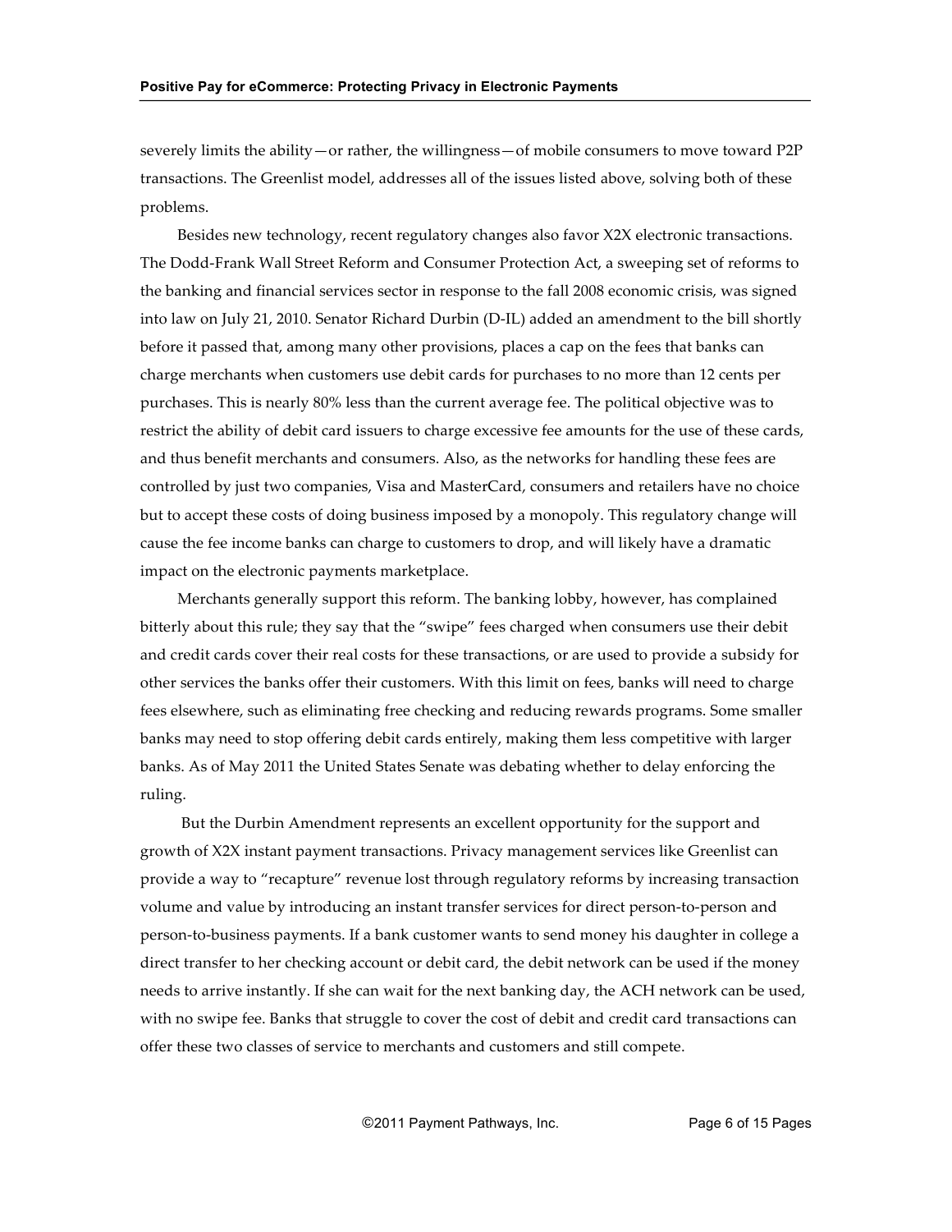severely limits the ability—or rather, the willingness—of mobile consumers to move toward P2P transactions. The Greenlist model, addresses all of the issues listed above, solving both of these problems.

Besides new technology, recent regulatory changes also favor X2X electronic transactions. The Dodd-Frank Wall Street Reform and Consumer Protection Act, a sweeping set of reforms to the banking and financial services sector in response to the fall 2008 economic crisis, was signed into law on July 21, 2010. Senator Richard Durbin (D-IL) added an amendment to the bill shortly before it passed that, among many other provisions, places a cap on the fees that banks can charge merchants when customers use debit cards for purchases to no more than 12 cents per purchases. This is nearly 80% less than the current average fee. The political objective was to restrict the ability of debit card issuers to charge excessive fee amounts for the use of these cards, and thus benefit merchants and consumers. Also, as the networks for handling these fees are controlled by just two companies, Visa and MasterCard, consumers and retailers have no choice but to accept these costs of doing business imposed by a monopoly. This regulatory change will cause the fee income banks can charge to customers to drop, and will likely have a dramatic impact on the electronic payments marketplace.

Merchants generally support this reform. The banking lobby, however, has complained bitterly about this rule; they say that the "swipe" fees charged when consumers use their debit and credit cards cover their real costs for these transactions, or are used to provide a subsidy for other services the banks offer their customers. With this limit on fees, banks will need to charge fees elsewhere, such as eliminating free checking and reducing rewards programs. Some smaller banks may need to stop offering debit cards entirely, making them less competitive with larger banks. As of May 2011 the United States Senate was debating whether to delay enforcing the ruling.

But the Durbin Amendment represents an excellent opportunity for the support and growth of X2X instant payment transactions. Privacy management services like Greenlist can provide a way to "recapture" revenue lost through regulatory reforms by increasing transaction volume and value by introducing an instant transfer services for direct person-to-person and person-to-business payments. If a bank customer wants to send money his daughter in college a direct transfer to her checking account or debit card, the debit network can be used if the money needs to arrive instantly. If she can wait for the next banking day, the ACH network can be used, with no swipe fee. Banks that struggle to cover the cost of debit and credit card transactions can offer these two classes of service to merchants and customers and still compete.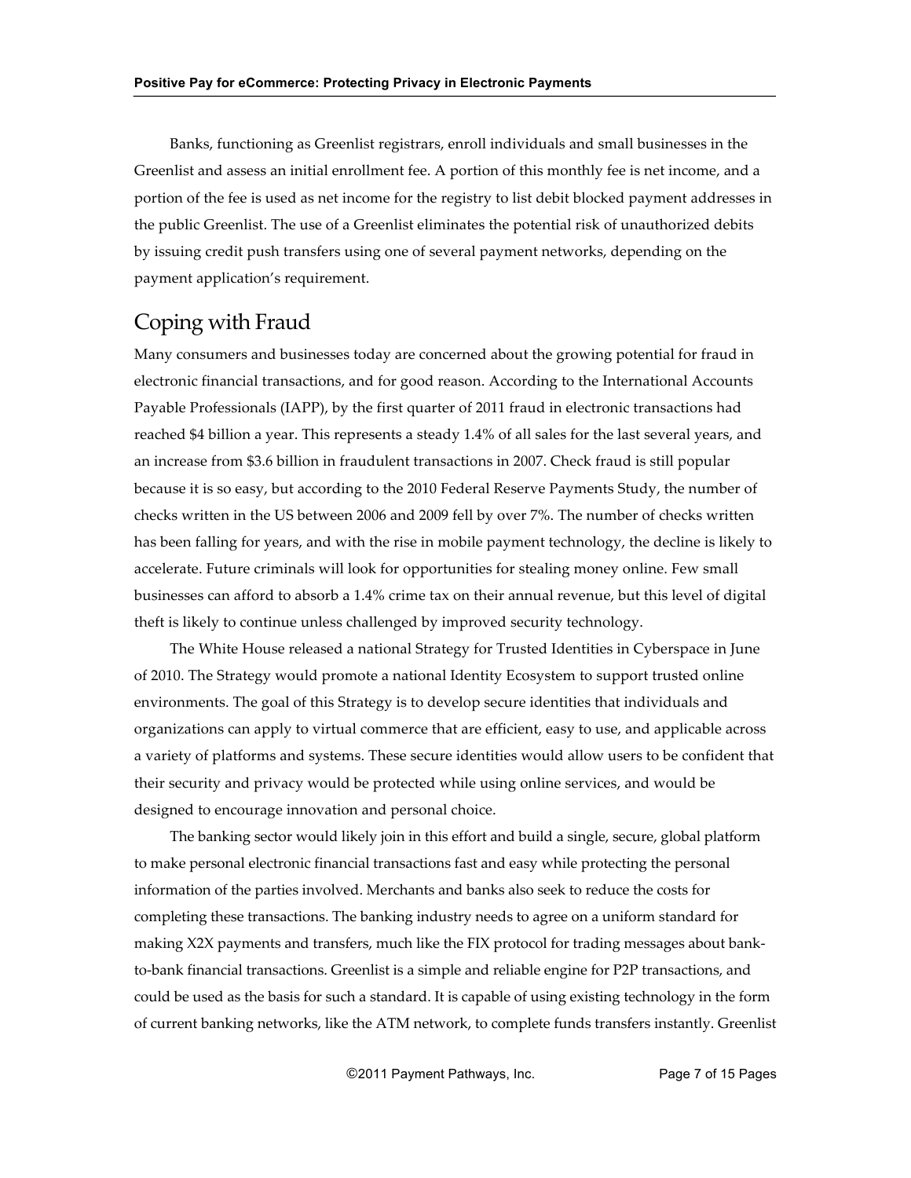Banks, functioning as Greenlist registrars, enroll individuals and small businesses in the Greenlist and assess an initial enrollment fee. A portion of this monthly fee is net income, and a portion of the fee is used as net income for the registry to list debit blocked payment addresses in the public Greenlist. The use of a Greenlist eliminates the potential risk of unauthorized debits by issuing credit push transfers using one of several payment networks, depending on the payment application's requirement.

## Coping with Fraud

Many consumers and businesses today are concerned about the growing potential for fraud in electronic financial transactions, and for good reason. According to the International Accounts Payable Professionals (IAPP), by the first quarter of 2011 fraud in electronic transactions had reached $4 billion a year. This represents a steady 1.4% of all sales for the last several years, and an increase from $3.6 billion in fraudulent transactions in 2007. Check fraud is still popular because it is so easy, but according to the 2010 Federal Reserve Payments Study, the number of checks written in the US between 2006 and 2009 fell by over 7%. The number of checks written has been falling for years, and with the rise in mobile payment technology, the decline is likely to accelerate. Future criminals will look for opportunities for stealing money online. Few small businesses can afford to absorb a 1.4% crime tax on their annual revenue, but this level of digital theft is likely to continue unless challenged by improved security technology.

The White House released a national Strategy for Trusted Identities in Cyberspace in June of 2010. The Strategy would promote a national Identity Ecosystem to support trusted online environments. The goal of this Strategy is to develop secure identities that individuals and organizations can apply to virtual commerce that are efficient, easy to use, and applicable across a variety of platforms and systems. These secure identities would allow users to be confident that their security and privacy would be protected while using online services, and would be designed to encourage innovation and personal choice.

The banking sector would likely join in this effort and build a single, secure, global platform to make personal electronic financial transactions fast and easy while protecting the personal information of the parties involved. Merchants and banks also seek to reduce the costs for completing these transactions. The banking industry needs to agree on a uniform standard for making X2X payments and transfers, much like the FIX protocol for trading messages about bank-to-bank financial transactions. Greenlist is a simple and reliable engine for P2P transactions, and could be used as the basis for such a standard. It is capable of using existing technology in the form of current banking networks, like the ATM network, to complete funds transfers instantly. Greenlist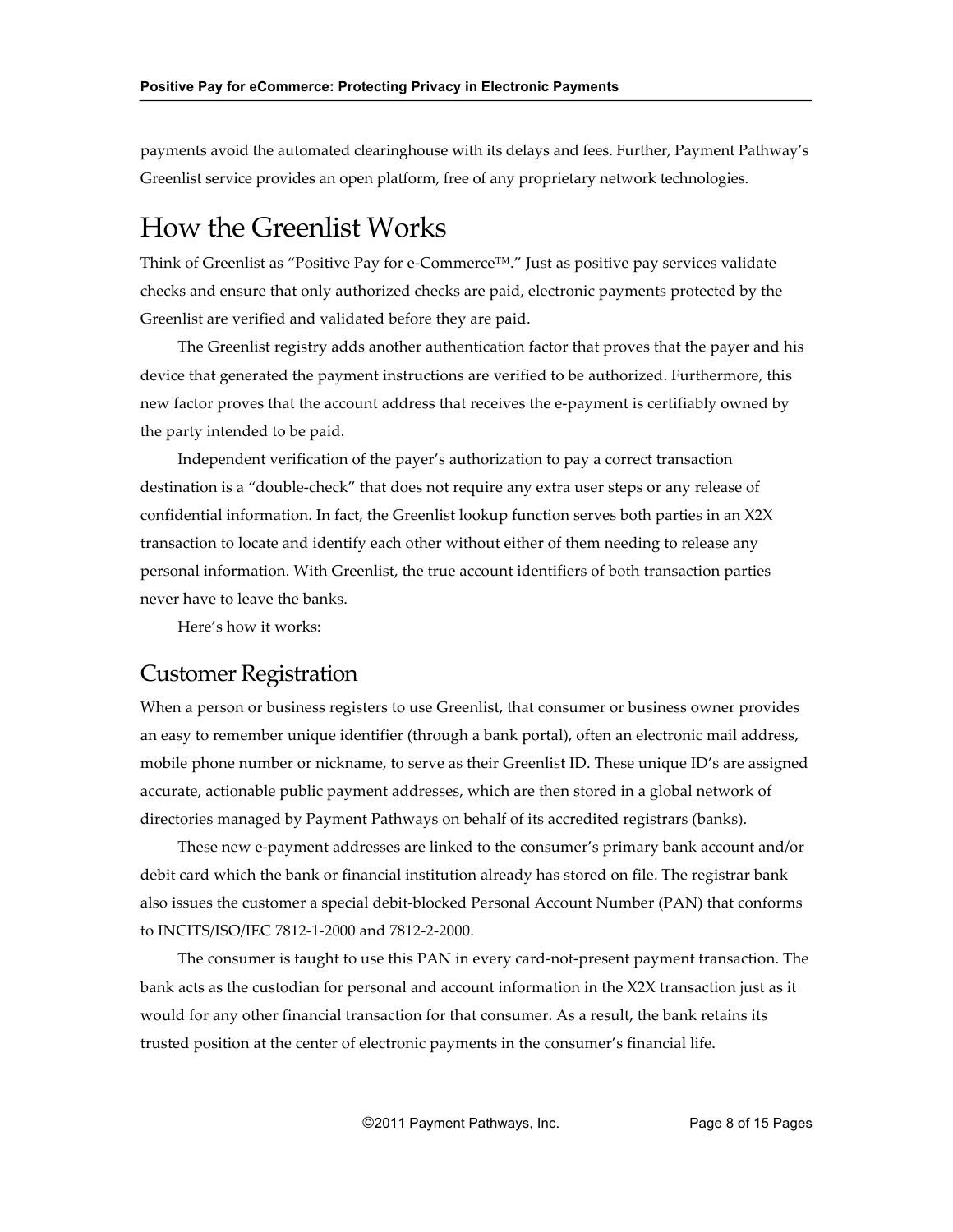payments avoid the automated clearinghouse with its delays and fees. Further, Payment Pathway's Greenlist service provides an open platform, free of any proprietary network technologies.

# How the Greenlist Works

Think of Greenlist as "Positive Pay for e-Commerce™." Just as positive pay services validate checks and ensure that only authorized checks are paid, electronic payments protected by the Greenlist are verified and validated before they are paid.

The Greenlist registry adds another authentication factor that proves that the payer and his device that generated the payment instructions are verified to be authorized. Furthermore, this new factor proves that the account address that receives the e-payment is certifiably owned by the party intended to be paid.

Independent verification of the payer's authorization to pay a correct transaction destination is a "double-check" that does not require any extra user steps or any release of confidential information. In fact, the Greenlist lookup function serves both parties in an X2X transaction to locate and identify each other without either of them needing to release any personal information. With Greenlist, the true account identifiers of both transaction parties never have to leave the banks.

Here's how it works:

## Customer Registration

When a person or business registers to use Greenlist, that consumer or business owner provides an easy to remember unique identifier (through a bank portal), often an electronic mail address, mobile phone number or nickname, to serve as their Greenlist ID. These unique ID's are assigned accurate, actionable public payment addresses, which are then stored in a global network of directories managed by Payment Pathways on behalf of its accredited registrars (banks).

These new e-payment addresses are linked to the consumer's primary bank account and/or debit card which the bank or financial institution already has stored on file. The registrar bank also issues the customer a special debit-blocked Personal Account Number (PAN) that conforms to INCITS/ISO/IEC 7812-1-2000 and 7812-2-2000.

The consumer is taught to use this PAN in every card-not-present payment transaction. The bank acts as the custodian for personal and account information in the X2X transaction just as it would for any other financial transaction for that consumer. As a result, the bank retains its trusted position at the center of electronic payments in the consumer's financial life.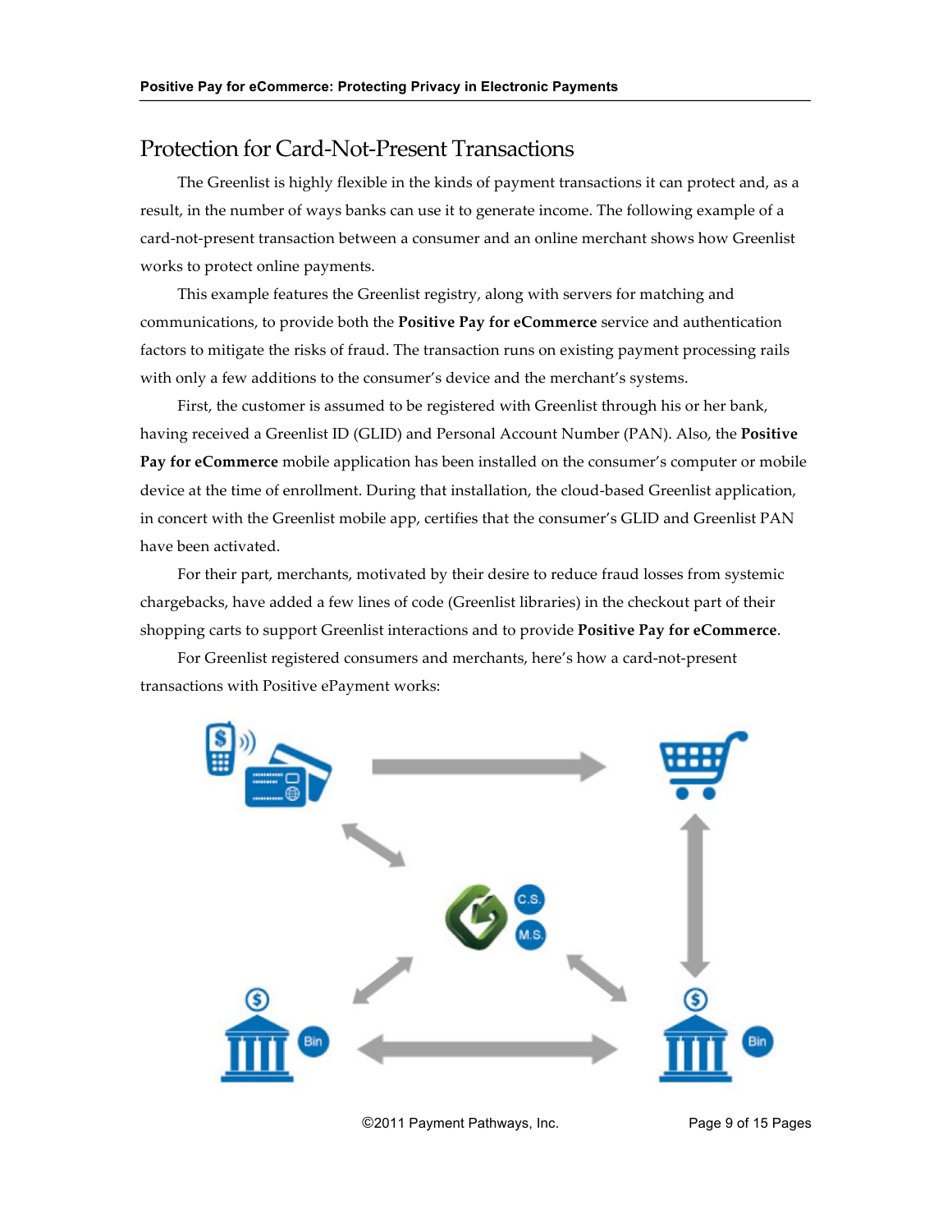## Protection for Card-Not-Present Transactions

The Greenlist is highly flexible in the kinds of payment transactions it can protect and, as a result, in the number of ways banks can use it to generate income. The following example of a card-not-present transaction between a consumer and an online merchant shows how Greenlist works to protect online payments.

This example features the Greenlist registry, along with servers for matching and communications, to provide both the **Positive Pay for eCommerce** service and authentication factors to mitigate the risks of fraud. The transaction runs on existing payment processing rails with only a few additions to the consumer's device and the merchant's systems.

First, the customer is assumed to be registered with Greenlist through his or her bank, having received a Greenlist ID (GLID) and Personal Account Number (PAN). Also, the **Positive Pay for eCommerce** mobile application has been installed on the consumer's computer or mobile device at the time of enrollment. During that installation, the cloud-based Greenlist application, in concert with the Greenlist mobile app, certifies that the consumer's GLID and Greenlist PAN have been activated.

For their part, merchants, motivated by their desire to reduce fraud losses from systemic chargebacks, have added a few lines of code (Greenlist libraries) in the checkout part of their shopping carts to support Greenlist interactions and to provide **Positive Pay for eCommerce**.

For Greenlist registered consumers and merchants, here's how a card-not-present transactions with Positive ePayment works: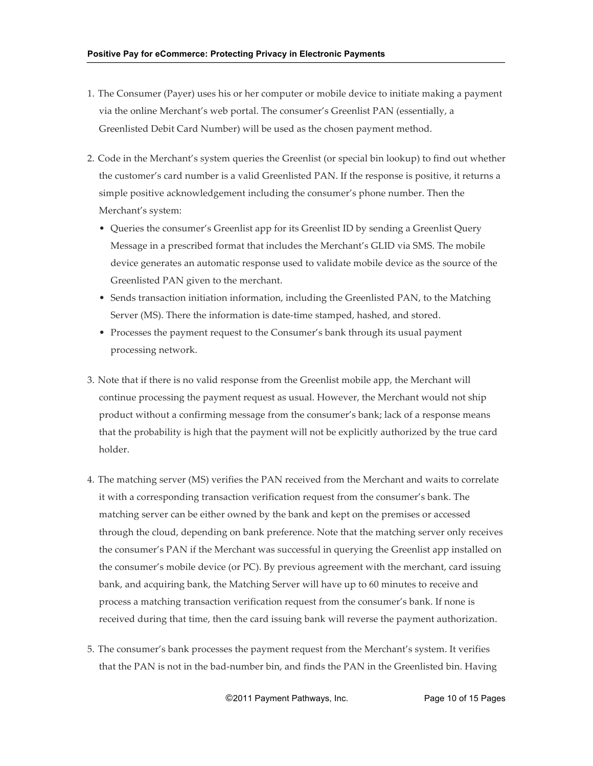1. The Consumer (Payer) uses his or her computer or mobile device to initiate making a payment via the online Merchant's web portal. The consumer's Greenlist PAN (essentially, a Greenlisted Debit Card Number) will be used as the chosen payment method.

2. Code in the Merchant's system queries the Greenlist (or special bin lookup) to find out whether the customer's card number is a valid Greenlisted PAN. If the response is positive, it returns a simple positive acknowledgement including the consumer's phone number. Then the Merchant's system:
   - Queries the consumer's Greenlist app for its Greenlist ID by sending a Greenlist Query Message in a prescribed format that includes the Merchant's GLID via SMS. The mobile device generates an automatic response used to validate mobile device as the source of the Greenlisted PAN given to the merchant.
   - Sends transaction initiation information, including the Greenlisted PAN, to the Matching Server (MS). There the information is date-time stamped, hashed, and stored.
   - Processes the payment request to the Consumer's bank through its usual payment processing network.

3. Note that if there is no valid response from the Greenlist mobile app, the Merchant will continue processing the payment request as usual. However, the Merchant would not ship product without a confirming message from the consumer's bank; lack of a response means that the probability is high that the payment will not be explicitly authorized by the true card holder.

4. The matching server (MS) verifies the PAN received from the Merchant and waits to correlate it with a corresponding transaction verification request from the consumer's bank. The matching server can be either owned by the bank and kept on the premises or accessed through the cloud, depending on bank preference. Note that the matching server only receives the consumer's PAN if the Merchant was successful in querying the Greenlist app installed on the consumer's mobile device (or PC). By previous agreement with the merchant, card issuing bank, and acquiring bank, the Matching Server will have up to 60 minutes to receive and process a matching transaction verification request from the consumer's bank. If none is received during that time, then the card issuing bank will reverse the payment authorization.

5. The consumer's bank processes the payment request from the Merchant's system. It verifies that the PAN is not in the bad-number bin, and finds the PAN in the Greenlisted bin. Having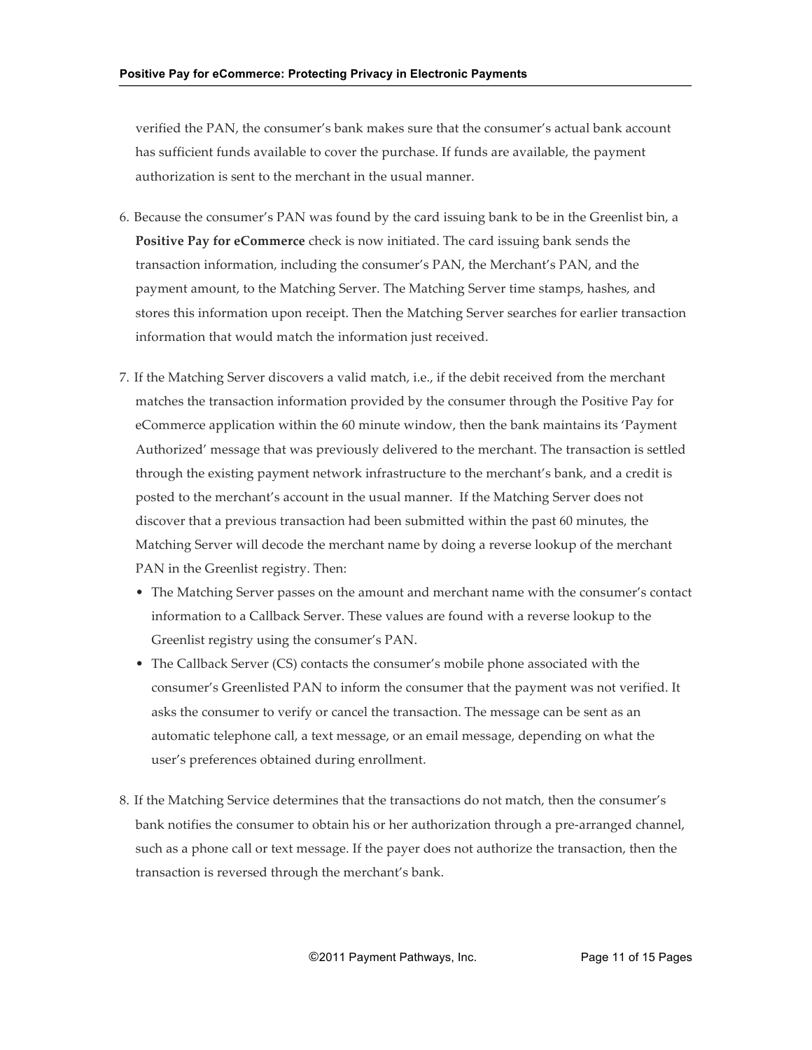verified the PAN, the consumer's bank makes sure that the consumer's actual bank account has sufficient funds available to cover the purchase. If funds are available, the payment authorization is sent to the merchant in the usual manner.

6. Because the consumer's PAN was found by the card issuing bank to be in the Greenlist bin, a **Positive Pay for eCommerce** check is now initiated. The card issuing bank sends the transaction information, including the consumer's PAN, the Merchant's PAN, and the payment amount, to the Matching Server. The Matching Server time stamps, hashes, and stores this information upon receipt. Then the Matching Server searches for earlier transaction information that would match the information just received.

7. If the Matching Server discovers a valid match, i.e., if the debit received from the merchant matches the transaction information provided by the consumer through the Positive Pay for eCommerce application within the 60 minute window, then the bank maintains its 'Payment Authorized' message that was previously delivered to the merchant. The transaction is settled through the existing payment network infrastructure to the merchant's bank, and a credit is posted to the merchant's account in the usual manner. If the Matching Server does not discover that a previous transaction had been submitted within the past 60 minutes, the Matching Server will decode the merchant name by doing a reverse lookup of the merchant PAN in the Greenlist registry. Then:
   - The Matching Server passes on the amount and merchant name with the consumer's contact information to a Callback Server. These values are found with a reverse lookup to the Greenlist registry using the consumer's PAN.
   - The Callback Server (CS) contacts the consumer's mobile phone associated with the consumer's Greenlisted PAN to inform the consumer that the payment was not verified. It asks the consumer to verify or cancel the transaction. The message can be sent as an automatic telephone call, a text message, or an email message, depending on what the user's preferences obtained during enrollment.

8. If the Matching Service determines that the transactions do not match, then the consumer's bank notifies the consumer to obtain his or her authorization through a pre-arranged channel, such as a phone call or text message. If the payer does not authorize the transaction, then the transaction is reversed through the merchant's bank.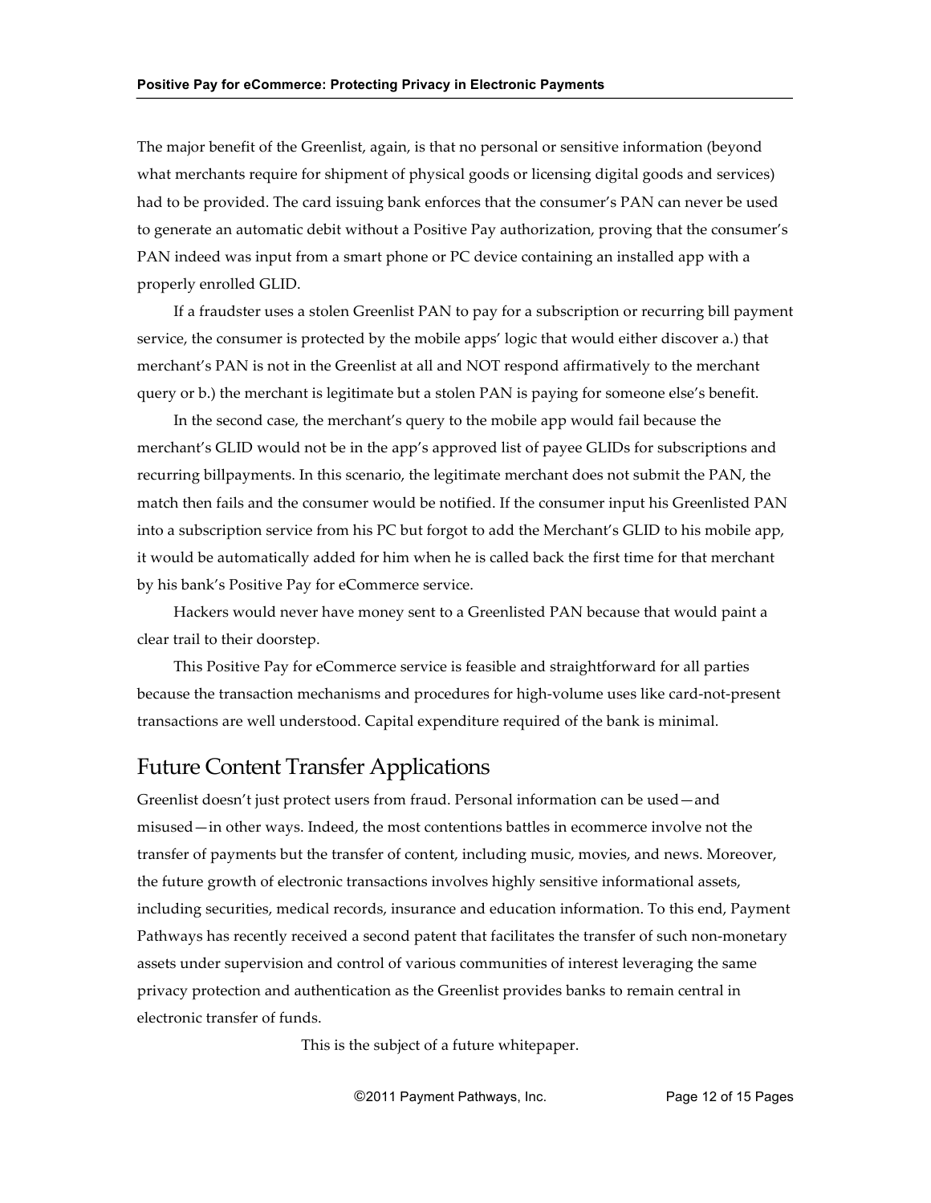The major benefit of the Greenlist, again, is that no personal or sensitive information (beyond what merchants require for shipment of physical goods or licensing digital goods and services) had to be provided. The card issuing bank enforces that the consumer's PAN can never be used to generate an automatic debit without a Positive Pay authorization, proving that the consumer's PAN indeed was input from a smart phone or PC device containing an installed app with a properly enrolled GLID.

If a fraudster uses a stolen Greenlist PAN to pay for a subscription or recurring bill payment service, the consumer is protected by the mobile apps' logic that would either discover a.) that merchant's PAN is not in the Greenlist at all and NOT respond affirmatively to the merchant query or b.) the merchant is legitimate but a stolen PAN is paying for someone else's benefit.

In the second case, the merchant's query to the mobile app would fail because the merchant's GLID would not be in the app's approved list of payee GLIDs for subscriptions and recurring billpayments. In this scenario, the legitimate merchant does not submit the PAN, the match then fails and the consumer would be notified. If the consumer input his Greenlisted PAN into a subscription service from his PC but forgot to add the Merchant's GLID to his mobile app, it would be automatically added for him when he is called back the first time for that merchant by his bank's Positive Pay for eCommerce service.

Hackers would never have money sent to a Greenlisted PAN because that would paint a clear trail to their doorstep.

This Positive Pay for eCommerce service is feasible and straightforward for all parties because the transaction mechanisms and procedures for high-volume uses like card-not-present transactions are well understood. Capital expenditure required of the bank is minimal.

## Future Content Transfer Applications

Greenlist doesn't just protect users from fraud. Personal information can be used—and misused—in other ways. Indeed, the most contentions battles in ecommerce involve not the transfer of payments but the transfer of content, including music, movies, and news. Moreover, the future growth of electronic transactions involves highly sensitive informational assets, including securities, medical records, insurance and education information. To this end, Payment Pathways has recently received a second patent that facilitates the transfer of such non-monetary assets under supervision and control of various communities of interest leveraging the same privacy protection and authentication as the Greenlist provides banks to remain central in electronic transfer of funds.

This is the subject of a future whitepaper.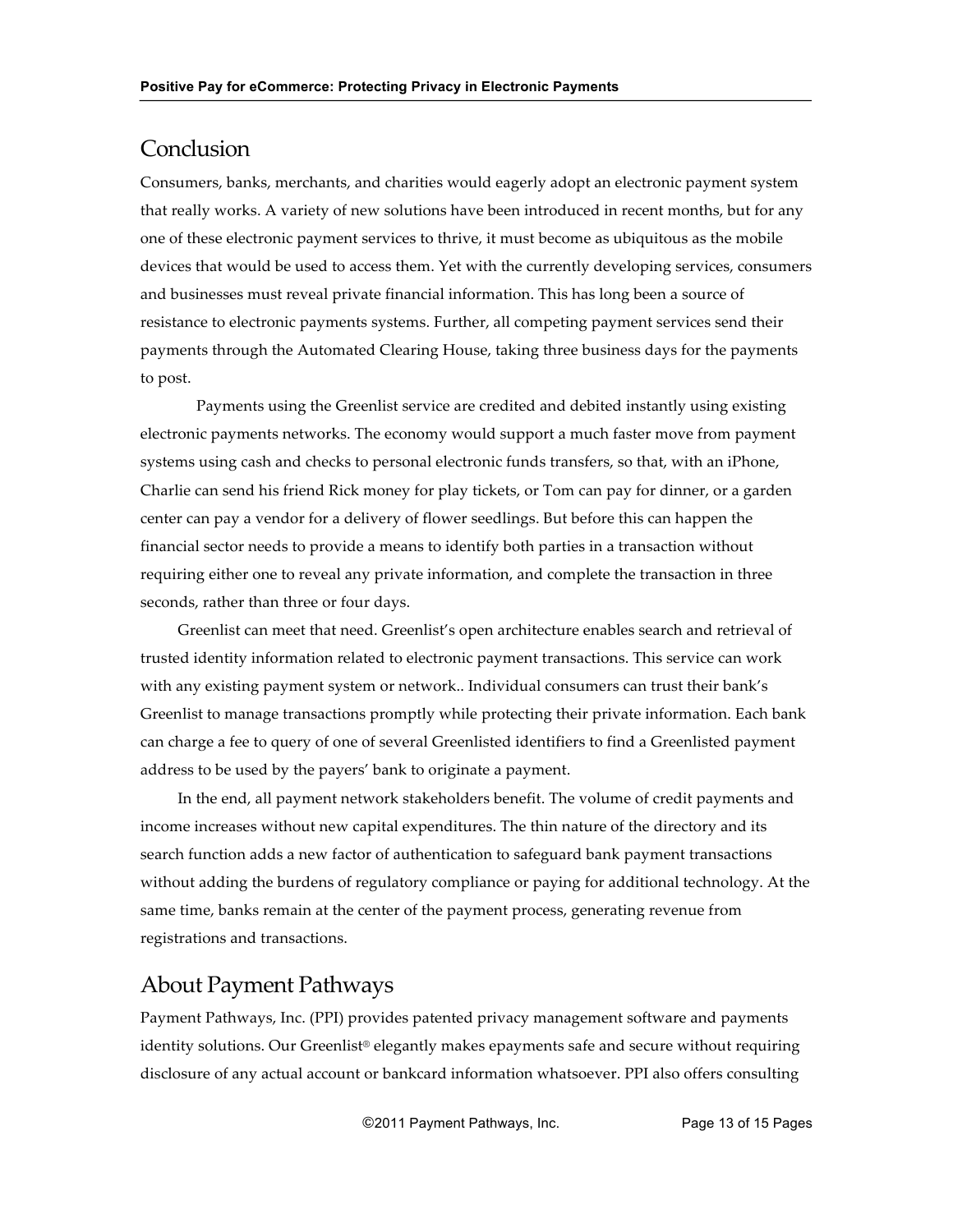## Conclusion

Consumers, banks, merchants, and charities would eagerly adopt an electronic payment system that really works. A variety of new solutions have been introduced in recent months, but for any one of these electronic payment services to thrive, it must become as ubiquitous as the mobile devices that would be used to access them. Yet with the currently developing services, consumers and businesses must reveal private financial information. This has long been a source of resistance to electronic payments systems. Further, all competing payment services send their payments through the Automated Clearing House, taking three business days for the payments to post.

Payments using the Greenlist service are credited and debited instantly using existing electronic payments networks. The economy would support a much faster move from payment systems using cash and checks to personal electronic funds transfers, so that, with an iPhone, Charlie can send his friend Rick money for play tickets, or Tom can pay for dinner, or a garden center can pay a vendor for a delivery of flower seedlings. But before this can happen the financial sector needs to provide a means to identify both parties in a transaction without requiring either one to reveal any private information, and complete the transaction in three seconds, rather than three or four days.

Greenlist can meet that need. Greenlist's open architecture enables search and retrieval of trusted identity information related to electronic payment transactions. This service can work with any existing payment system or network.. Individual consumers can trust their bank's Greenlist to manage transactions promptly while protecting their private information. Each bank can charge a fee to query of one of several Greenlisted identifiers to find a Greenlisted payment address to be used by the payers' bank to originate a payment.

In the end, all payment network stakeholders benefit. The volume of credit payments and income increases without new capital expenditures. The thin nature of the directory and its search function adds a new factor of authentication to safeguard bank payment transactions without adding the burdens of regulatory compliance or paying for additional technology. At the same time, banks remain at the center of the payment process, generating revenue from registrations and transactions.

## About Payment Pathways

Payment Pathways, Inc. (PPI) provides patented privacy management software and payments identity solutions. Our Greenlist® elegantly makes epayments safe and secure without requiring disclosure of any actual account or bankcard information whatsoever. PPI also offers consulting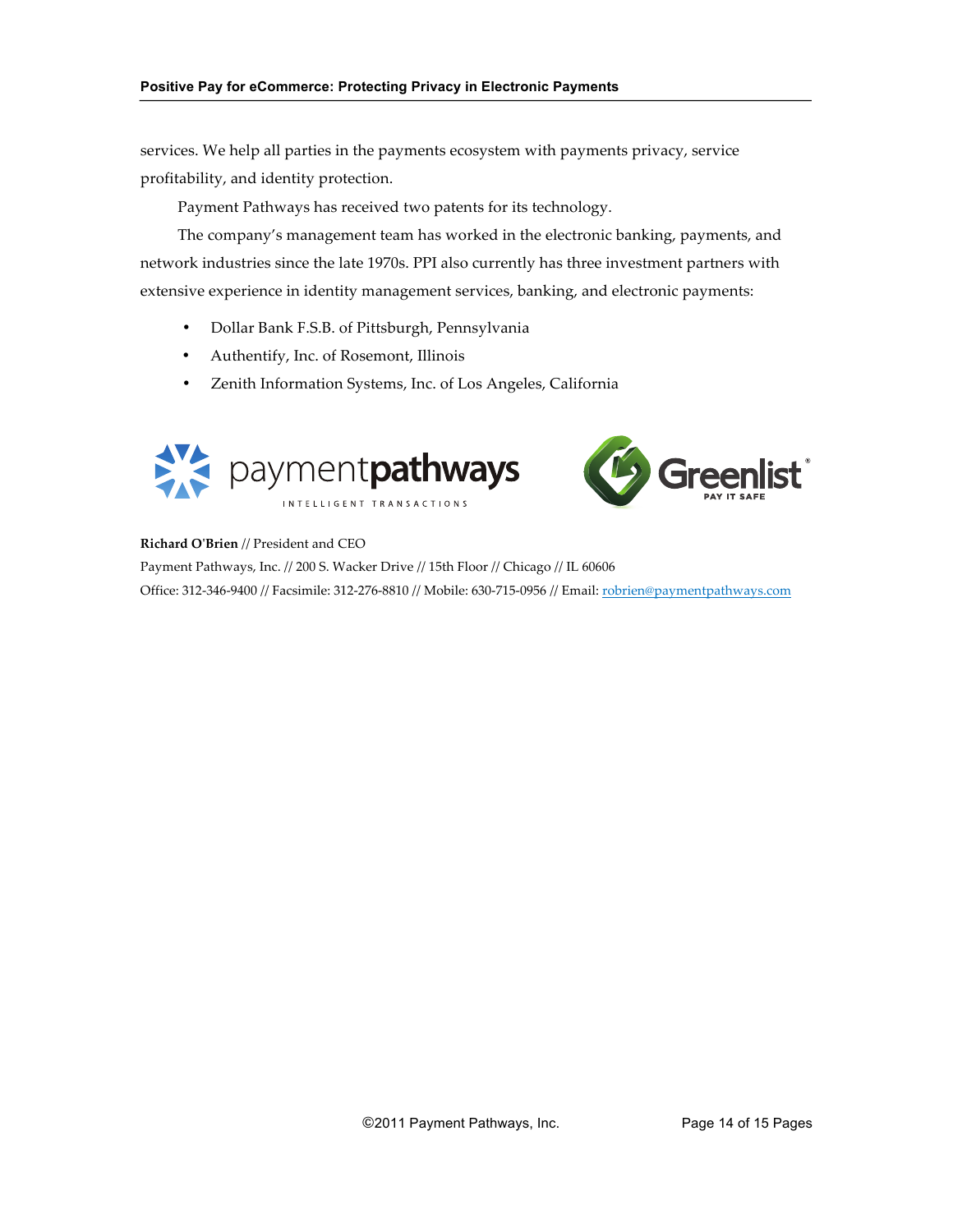services. We help all parties in the payments ecosystem with payments privacy, service profitability, and identity protection.

Payment Pathways has received two patents for its technology.

The company's management team has worked in the electronic banking, payments, and network industries since the late 1970s. PPI also currently has three investment partners with extensive experience in identity management services, banking, and electronic payments:

- Dollar Bank F.S.B. of Pittsburgh, Pennsylvania
- Authentify, Inc. of Rosemont, Illinois
- Zenith Information Systems, Inc. of Los Angeles, California

**Richard O'Brien** // President and CEO
Payment Pathways, Inc. // 200 S. Wacker Drive // 15th Floor // Chicago // IL 60606
Office: 312-346-9400 // Facsimile: 312-276-8810 // Mobile: 630-715-0956 // Email: robrien@paymentpathways.com